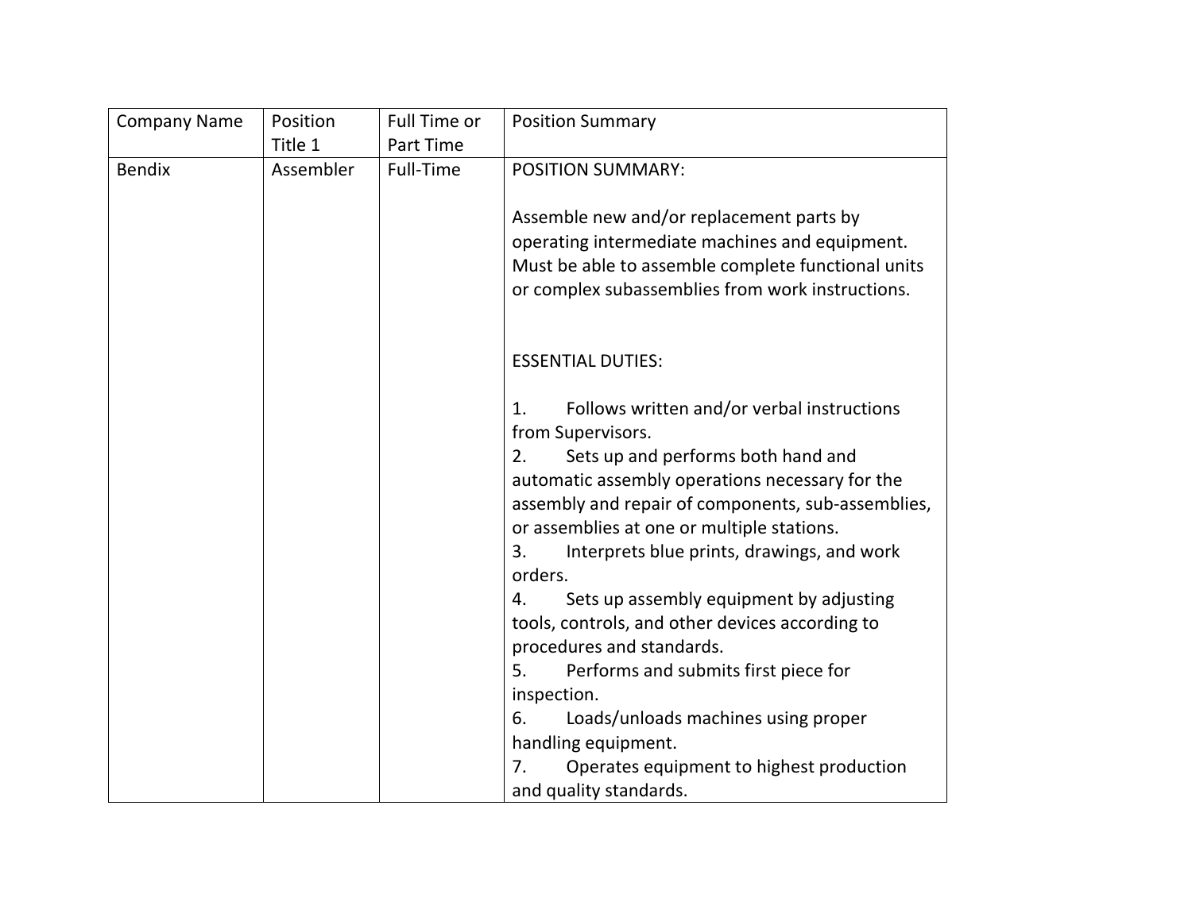| Company Name | Position Title 1 | Full Time or Part Time | Position Summary |
|---|---|---|---|
| Bendix | Assembler | Full-Time | POSITION SUMMARY:<br><br>Assemble new and/or replacement parts by operating intermediate machines and equipment. Must be able to assemble complete functional units or complex subassemblies from work instructions.<br><br><br>ESSENTIAL DUTIES:<br><br>1. Follows written and/or verbal instructions from Supervisors.<br>2. Sets up and performs both hand and automatic assembly operations necessary for the assembly and repair of components, sub-assemblies, or assemblies at one or multiple stations.<br>3. Interprets blue prints, drawings, and work orders.<br>4. Sets up assembly equipment by adjusting tools, controls, and other devices according to procedures and standards.<br>5. Performs and submits first piece for inspection.<br>6. Loads/unloads machines using proper handling equipment.<br>7. Operates equipment to highest production and quality standards. |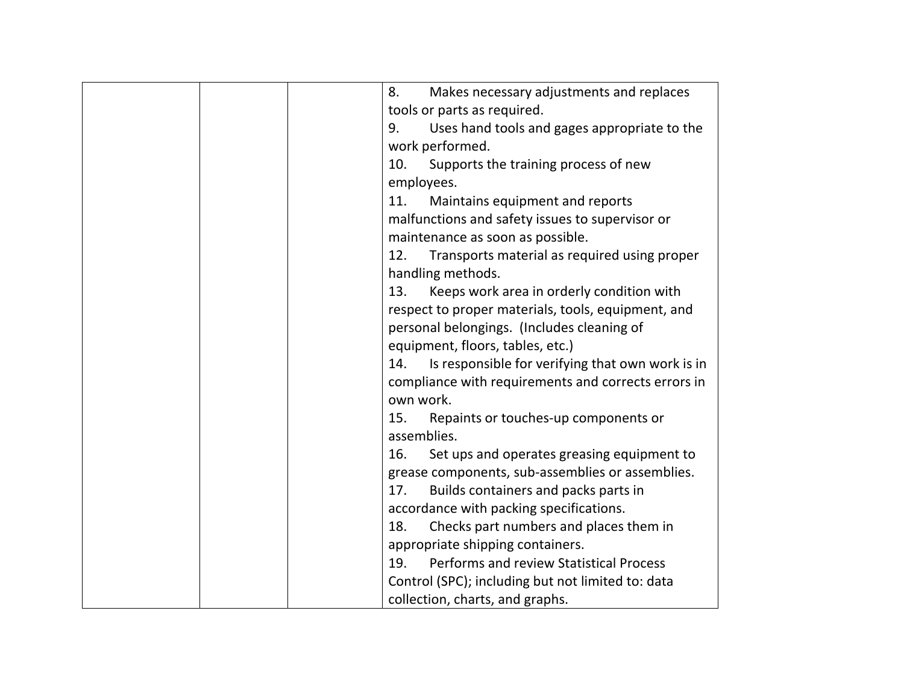|  |  |  | 8. Makes necessary adjustments and replaces tools or parts as required.<br>9. Uses hand tools and gages appropriate to the work performed.<br>10. Supports the training process of new employees.<br>11. Maintains equipment and reports malfunctions and safety issues to supervisor or maintenance as soon as possible.<br>12. Transports material as required using proper handling methods.<br>13. Keeps work area in orderly condition with respect to proper materials, tools, equipment, and personal belongings. (Includes cleaning of equipment, floors, tables, etc.)<br>14. Is responsible for verifying that own work is in compliance with requirements and corrects errors in own work.<br>15. Repaints or touches-up components or assemblies.<br>16. Set ups and operates greasing equipment to grease components, sub-assemblies or assemblies.<br>17. Builds containers and packs parts in accordance with packing specifications.<br>18. Checks part numbers and places them in appropriate shipping containers.<br>19. Performs and review Statistical Process Control (SPC); including but not limited to: data collection, charts, and graphs. |
|---|---|---|---|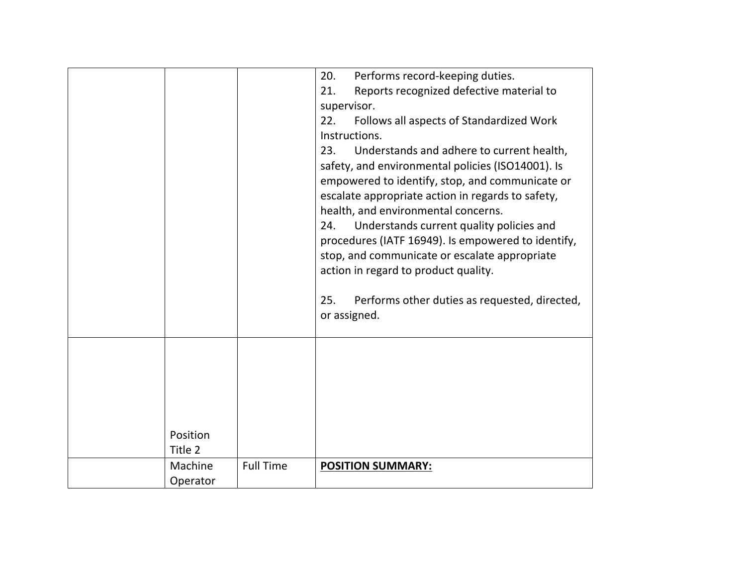| | | | |
|---|---|---|---|
| | | | 20. Performs record-keeping duties.<br>21. Reports recognized defective material to supervisor.<br>22. Follows all aspects of Standardized Work Instructions.<br>23. Understands and adhere to current health, safety, and environmental policies (ISO14001). Is empowered to identify, stop, and communicate or escalate appropriate action in regards to safety, health, and environmental concerns.<br>24. Understands current quality policies and procedures (IATF 16949). Is empowered to identify, stop, and communicate or escalate appropriate action in regard to product quality.<br><br>25. Performs other duties as requested, directed, or assigned. |
| | Position Title 2 | | |
| | Machine Operator | Full Time | **<u>POSITION SUMMARY:</u>** |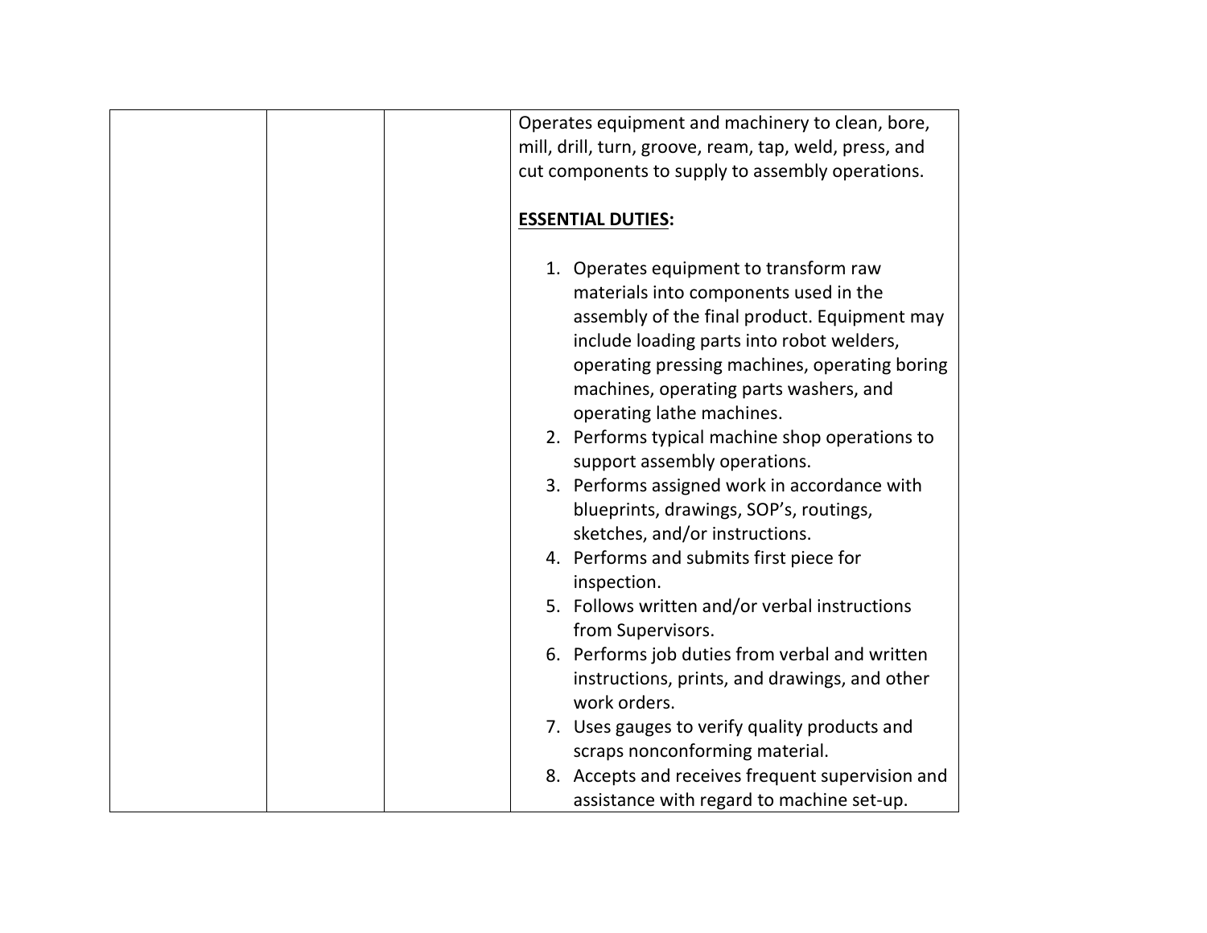| | | | Operates equipment and machinery to clean, bore, mill, drill, turn, groove, ream, tap, weld, press, and cut components to supply to assembly operations.<br><br>**<u>ESSENTIAL DUTIES</u>:**<br><br>1. Operates equipment to transform raw materials into components used in the assembly of the final product. Equipment may include loading parts into robot welders, operating pressing machines, operating boring machines, operating parts washers, and operating lathe machines.<br>2. Performs typical machine shop operations to support assembly operations.<br>3. Performs assigned work in accordance with blueprints, drawings, SOP's, routings, sketches, and/or instructions.<br>4. Performs and submits first piece for inspection.<br>5. Follows written and/or verbal instructions from Supervisors.<br>6. Performs job duties from verbal and written instructions, prints, and drawings, and other work orders.<br>7. Uses gauges to verify quality products and scraps nonconforming material.<br>8. Accepts and receives frequent supervision and assistance with regard to machine set-up. |
|---|---|---|---|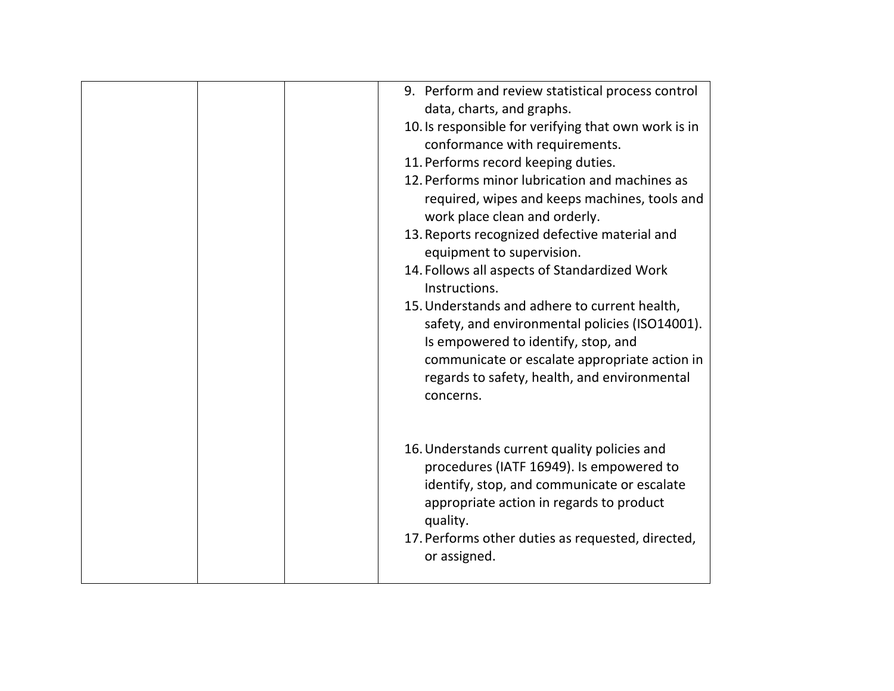|  |  |  | 9. Perform and review statistical process control data, charts, and graphs.<br>10. Is responsible for verifying that own work is in conformance with requirements.<br>11. Performs record keeping duties.<br>12. Performs minor lubrication and machines as required, wipes and keeps machines, tools and work place clean and orderly.<br>13. Reports recognized defective material and equipment to supervision.<br>14. Follows all aspects of Standardized Work Instructions.<br>15. Understands and adhere to current health, safety, and environmental policies (ISO14001). Is empowered to identify, stop, and communicate or escalate appropriate action in regards to safety, health, and environmental concerns.<br><br>16. Understands current quality policies and procedures (IATF 16949). Is empowered to identify, stop, and communicate or escalate appropriate action in regards to product quality.<br>17. Performs other duties as requested, directed, or assigned. |
|---|---|---|---|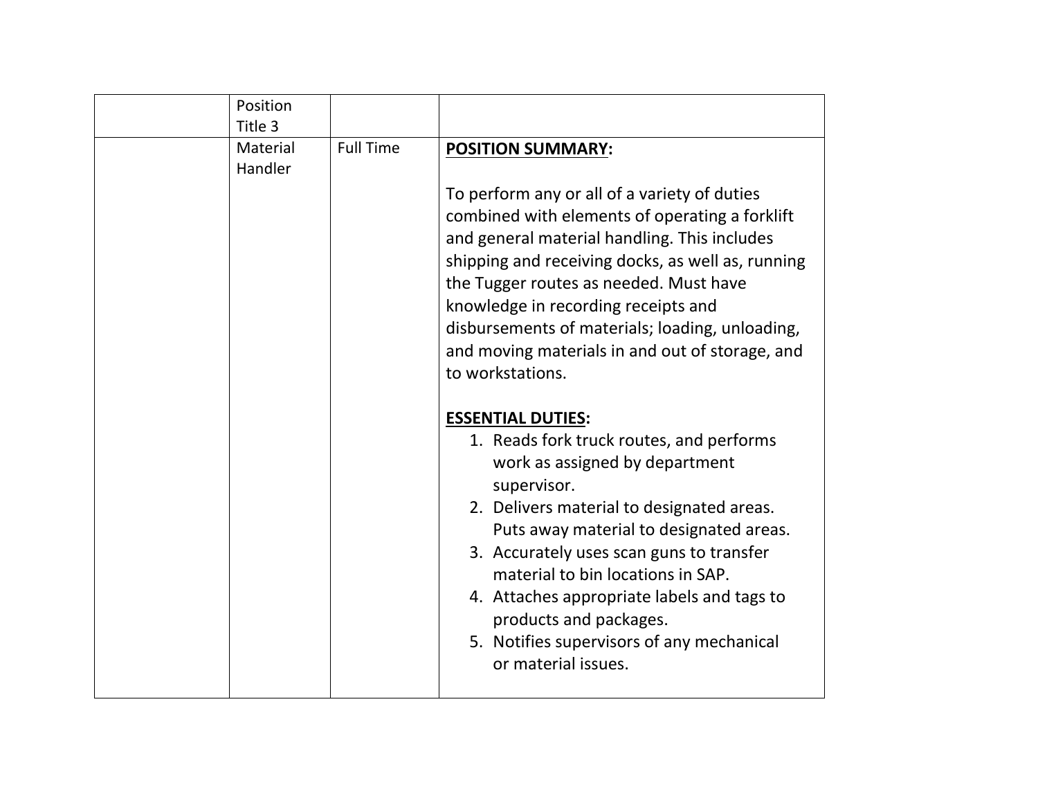| | Position Title 3 | | |
|---|---|---|---|
| | Material Handler | Full Time | **POSITION SUMMARY:**<br><br>To perform any or all of a variety of duties combined with elements of operating a forklift and general material handling. This includes shipping and receiving docks, as well as, running the Tugger routes as needed. Must have knowledge in recording receipts and disbursements of materials; loading, unloading, and moving materials in and out of storage, and to workstations.<br><br>**ESSENTIAL DUTIES:**<br>1. Reads fork truck routes, and performs work as assigned by department supervisor.<br>2. Delivers material to designated areas. Puts away material to designated areas.<br>3. Accurately uses scan guns to transfer material to bin locations in SAP.<br>4. Attaches appropriate labels and tags to products and packages.<br>5. Notifies supervisors of any mechanical or material issues. |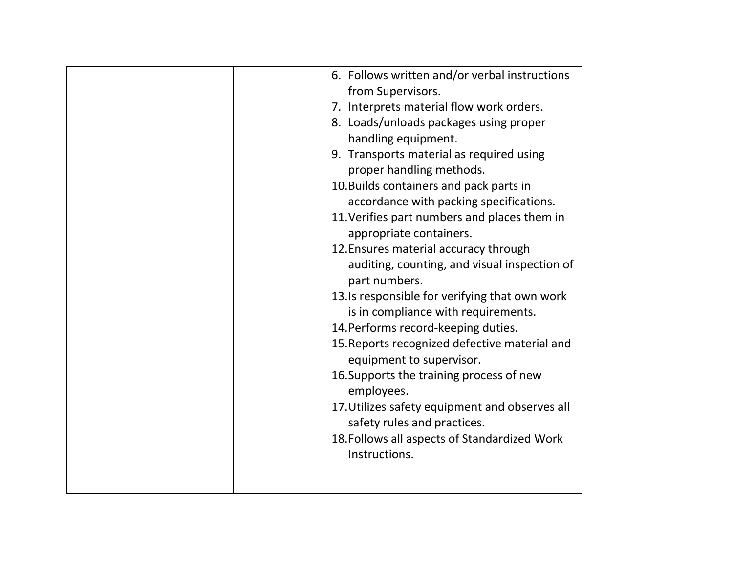| | | | 6. Follows written and/or verbal instructions from Supervisors.<br>7. Interprets material flow work orders.<br>8. Loads/unloads packages using proper handling equipment.<br>9. Transports material as required using proper handling methods.<br>10. Builds containers and pack parts in accordance with packing specifications.<br>11. Verifies part numbers and places them in appropriate containers.<br>12. Ensures material accuracy through auditing, counting, and visual inspection of part numbers.<br>13. Is responsible for verifying that own work is in compliance with requirements.<br>14. Performs record-keeping duties.<br>15. Reports recognized defective material and equipment to supervisor.<br>16. Supports the training process of new employees.<br>17. Utilizes safety equipment and observes all safety rules and practices.<br>18. Follows all aspects of Standardized Work Instructions. |
|---|---|---|---|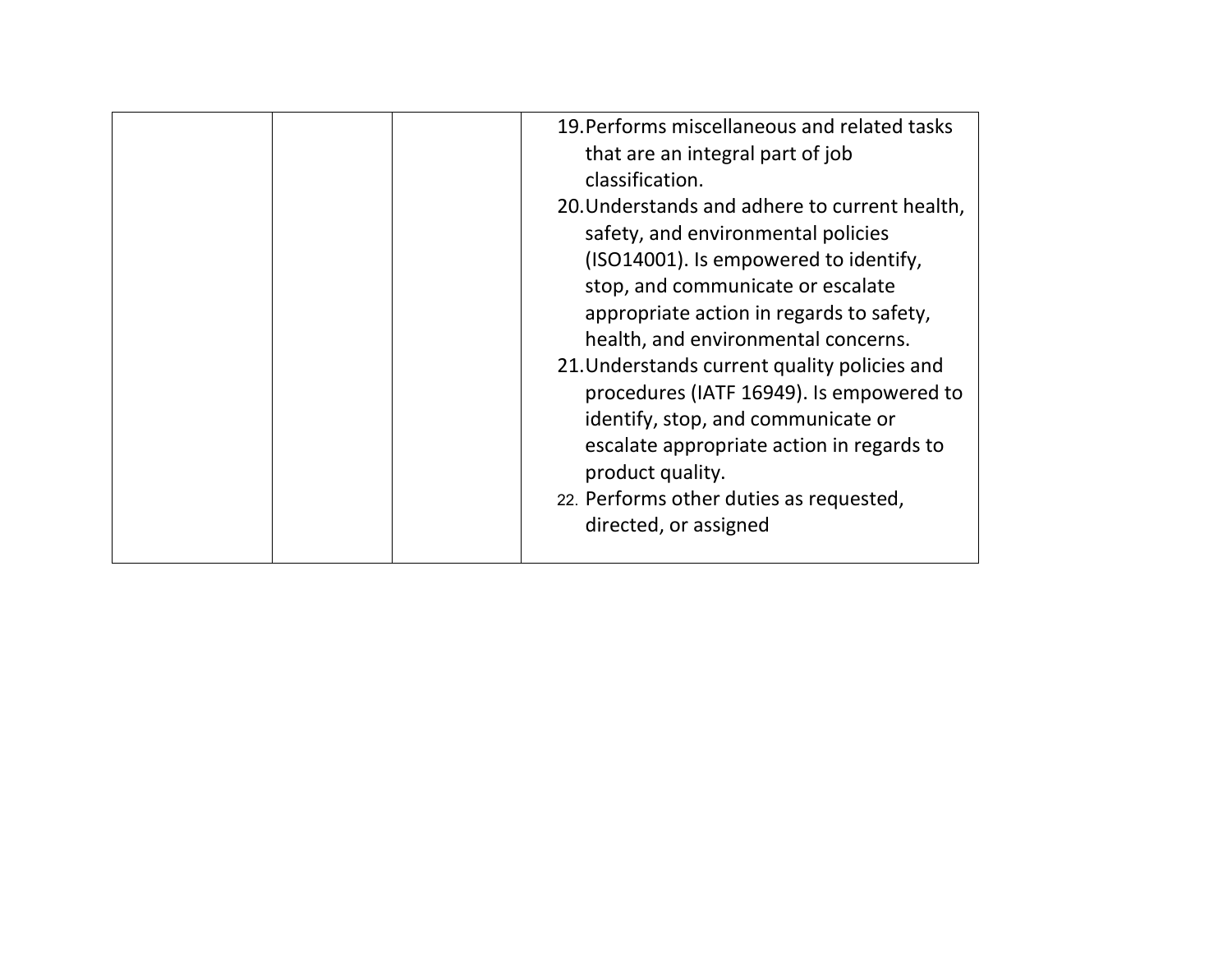| | | | |
|---|---|---|---|
| | | | 19. Performs miscellaneous and related tasks that are an integral part of job classification.<br>20. Understands and adhere to current health, safety, and environmental policies (ISO14001). Is empowered to identify, stop, and communicate or escalate appropriate action in regards to safety, health, and environmental concerns.<br>21. Understands current quality policies and procedures (IATF 16949). Is empowered to identify, stop, and communicate or escalate appropriate action in regards to product quality.<br>22. Performs other duties as requested, directed, or assigned |